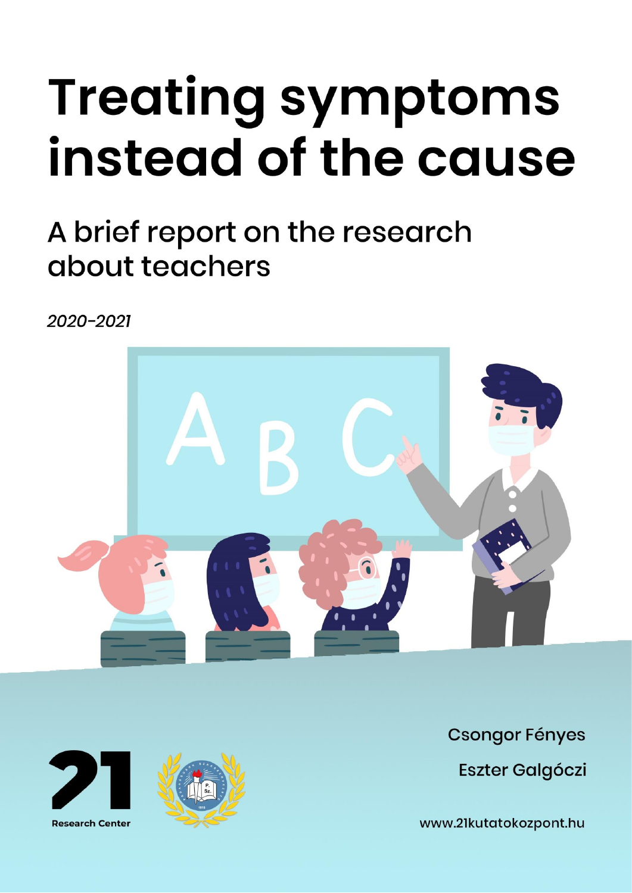# Treating symptoms instead of the cause

## A brief report on the research about teachers

*2020-2021*

Research Center

Csongor Fényes

Eszter Galgóczi

www.21kutatokozpont.hu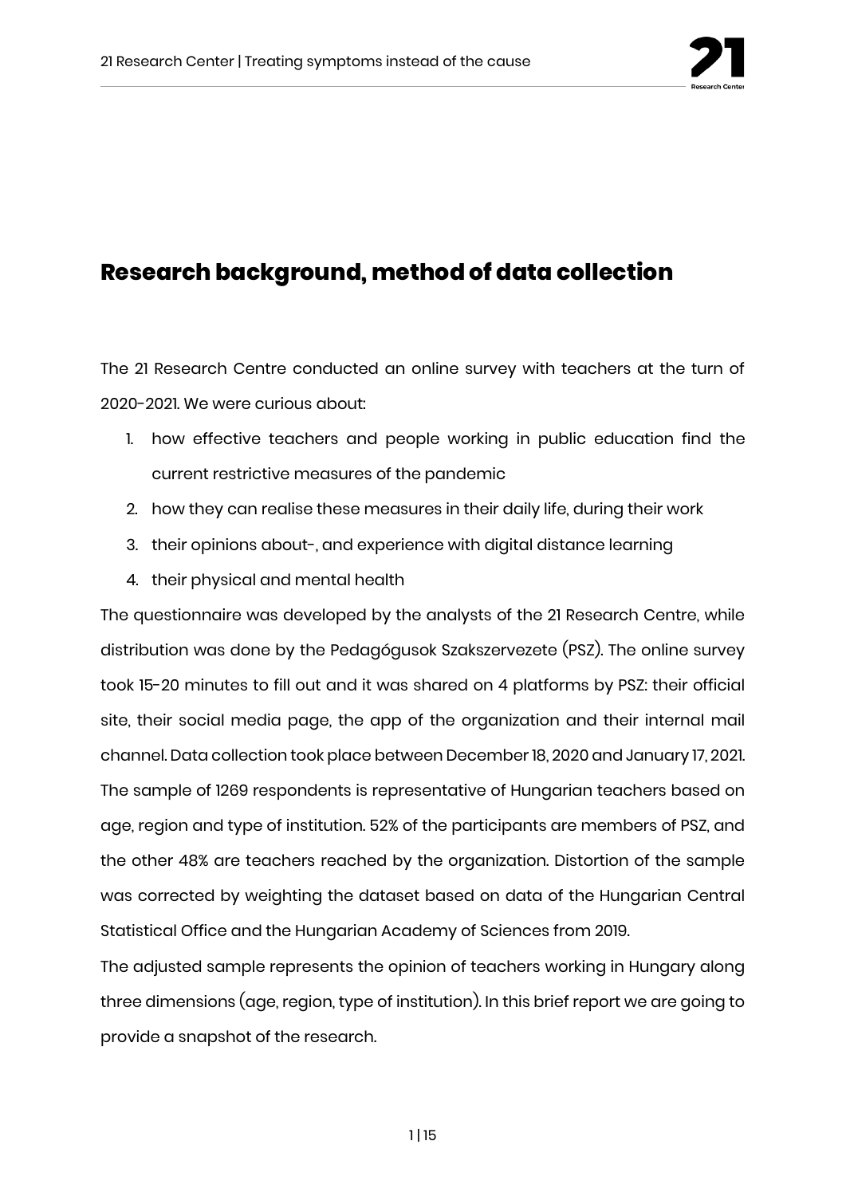## Research background, method of data collection

The 21 Research Centre conducted an online survey with teachers at the turn of 2020-2021. We were curious about:

1. how effective teachers and people working in public education find the current restrictive measures of the pandemic
2. how they can realise these measures in their daily life, during their work
3. their opinions about-, and experience with digital distance learning
4. their physical and mental health

The questionnaire was developed by the analysts of the 21 Research Centre, while distribution was done by the Pedagógusok Szakszervezete (PSZ). The online survey took 15-20 minutes to fill out and it was shared on 4 platforms by PSZ: their official site, their social media page, the app of the organization and their internal mail channel. Data collection took place between December 18, 2020 and January 17, 2021. The sample of 1269 respondents is representative of Hungarian teachers based on age, region and type of institution. 52% of the participants are members of PSZ, and the other 48% are teachers reached by the organization. Distortion of the sample was corrected by weighting the dataset based on data of the Hungarian Central Statistical Office and the Hungarian Academy of Sciences from 2019.

The adjusted sample represents the opinion of teachers working in Hungary along three dimensions (age, region, type of institution). In this brief report we are going to provide a snapshot of the research.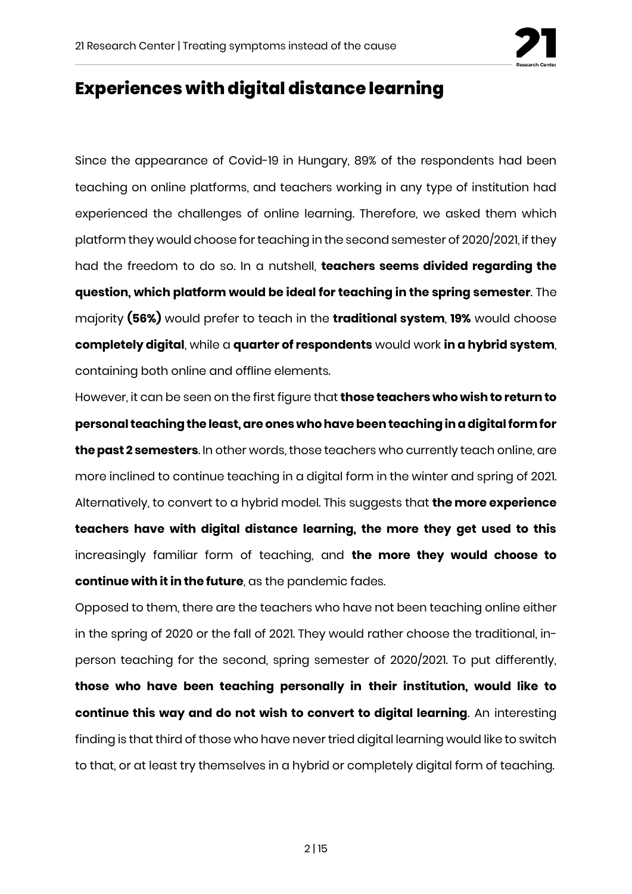## Experiences with digital distance learning

Since the appearance of Covid-19 in Hungary, 89% of the respondents had been teaching on online platforms, and teachers working in any type of institution had experienced the challenges of online learning. Therefore, we asked them which platform they would choose for teaching in the second semester of 2020/2021, if they had the freedom to do so. In a nutshell, **teachers seems divided regarding the question, which platform would be ideal for teaching in the spring semester**. The majority **(56%)** would prefer to teach in the **traditional system**, **19%** would choose **completely digital**, while a **quarter of respondents** would work **in a hybrid system**, containing both online and offline elements.

However, it can be seen on the first figure that **those teachers who wish to return to personal teaching the least, are ones who have been teaching in a digital form for the past 2 semesters**. In other words, those teachers who currently teach online, are more inclined to continue teaching in a digital form in the winter and spring of 2021. Alternatively, to convert to a hybrid model. This suggests that **the more experience teachers have with digital distance learning, the more they get used to this** increasingly familiar form of teaching, and **the more they would choose to continue with it in the future**, as the pandemic fades.

Opposed to them, there are the teachers who have not been teaching online either in the spring of 2020 or the fall of 2021. They would rather choose the traditional, in-person teaching for the second, spring semester of 2020/2021. To put differently, **those who have been teaching personally in their institution, would like to continue this way and do not wish to convert to digital learning**. An interesting finding is that third of those who have never tried digital learning would like to switch to that, or at least try themselves in a hybrid or completely digital form of teaching.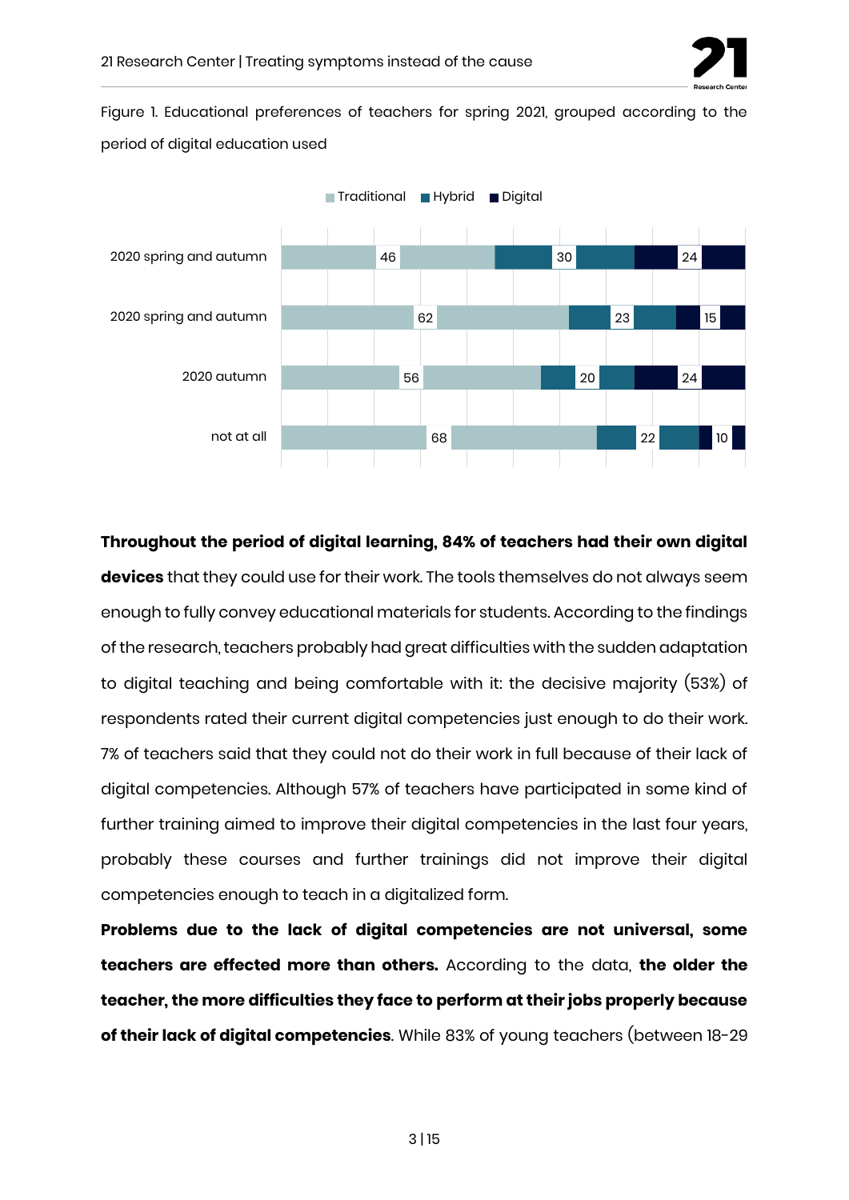Figure 1. Educational preferences of teachers for spring 2021, grouped according to the period of digital education used

| | Traditional | Hybrid | Digital |
|---|---|---|---|
| 2020 spring and autumn | 46 | 30 | 24 |
| 2020 spring and autumn | 62 | 23 | 15 |
| 2020 autumn | 56 | 20 | 24 |
| not at all | 68 | 22 | 10 |

**Throughout the period of digital learning, 84% of teachers had their own digital devices** that they could use for their work. The tools themselves do not always seem enough to fully convey educational materials for students. According to the findings of the research, teachers probably had great difficulties with the sudden adaptation to digital teaching and being comfortable with it: the decisive majority (53%) of respondents rated their current digital competencies just enough to do their work. 7% of teachers said that they could not do their work in full because of their lack of digital competencies. Although 57% of teachers have participated in some kind of further training aimed to improve their digital competencies in the last four years, probably these courses and further trainings did not improve their digital competencies enough to teach in a digitalized form.

**Problems due to the lack of digital competencies are not universal, some teachers are effected more than others.** According to the data, **the older the teacher, the more difficulties they face to perform at their jobs properly because of their lack of digital competencies**. While 83% of young teachers (between 18-29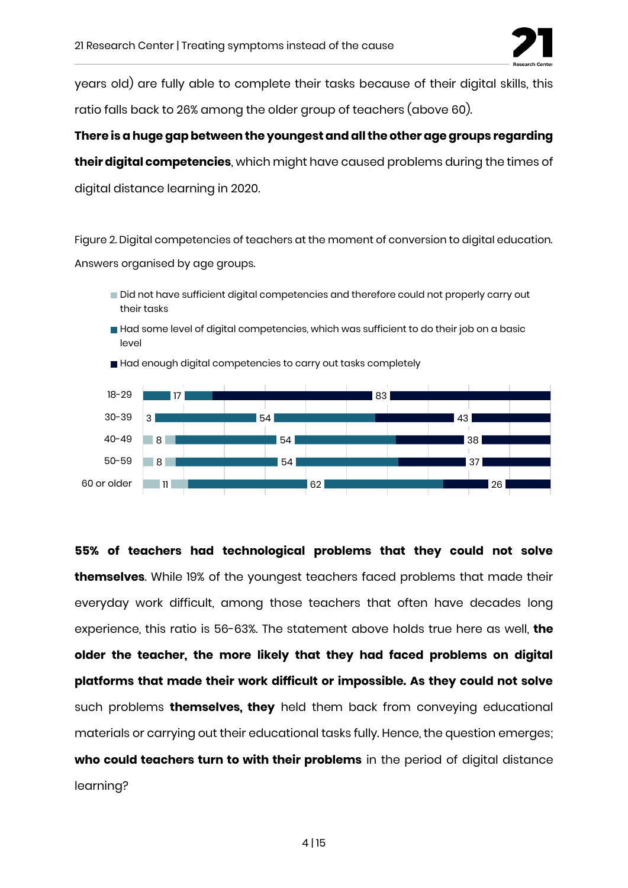years old) are fully able to complete their tasks because of their digital skills, this ratio falls back to 26% among the older group of teachers (above 60).

**There is a huge gap between the youngest and all the other age groups regarding their digital competencies**, which might have caused problems during the times of digital distance learning in 2020.

Figure 2. Digital competencies of teachers at the moment of conversion to digital education. Answers organised by age groups.

| Age group | Did not have sufficient digital competencies and therefore could not properly carry out their tasks | Had some level of digital competencies, which was sufficient to do their job on a basic level | Had enough digital competencies to carry out tasks completely |
|---|---|---|---|
| 18-29 | | 17 | 83 |
| 30-39 | 3 | 54 | 43 |
| 40-49 | 8 | 54 | 38 |
| 50-59 | 8 | 54 | 37 |
| 60 or older | 11 | 62 | 26 |

**55% of teachers had technological problems that they could not solve themselves**. While 19% of the youngest teachers faced problems that made their everyday work difficult, among those teachers that often have decades long experience, this ratio is 56-63%. The statement above holds true here as well, **the older the teacher, the more likely that they had faced problems on digital platforms that made their work difficult or impossible. As they could not solve** such problems **themselves, they** held them back from conveying educational materials or carrying out their educational tasks fully. Hence, the question emerges; **who could teachers turn to with their problems** in the period of digital distance learning?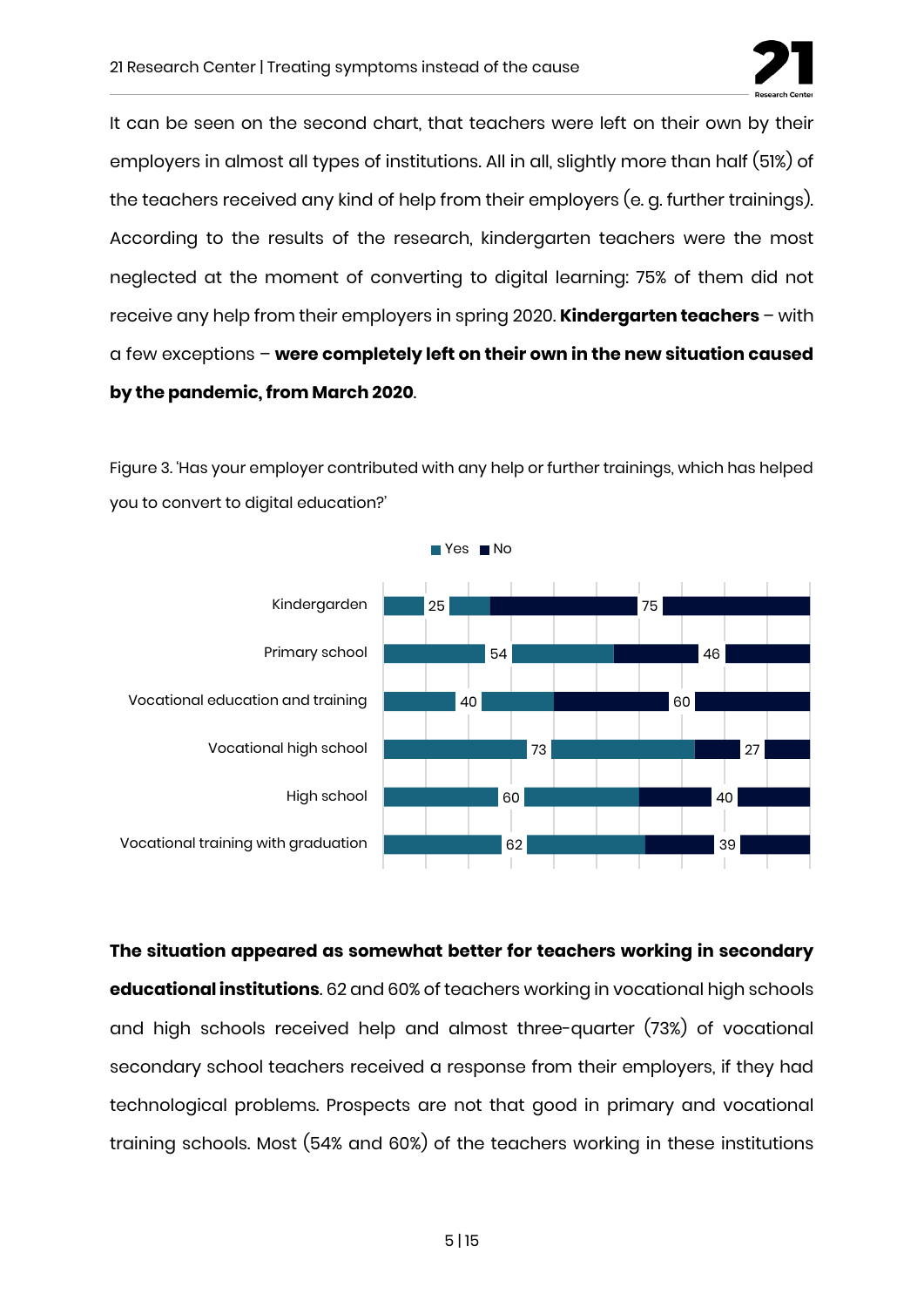It can be seen on the second chart, that teachers were left on their own by their employers in almost all types of institutions. All in all, slightly more than half (51%) of the teachers received any kind of help from their employers (e. g. further trainings). According to the results of the research, kindergarten teachers were the most neglected at the moment of converting to digital learning: 75% of them did not receive any help from their employers in spring 2020. **Kindergarten teachers** – with a few exceptions – **were completely left on their own in the new situation caused by the pandemic, from March 2020**.

Figure 3. 'Has your employer contributed with any help or further trainings, which has helped you to convert to digital education?'

| | Yes | No |
|---|---|---|
| Kindergarden | 25 | 75 |
| Primary school | 54 | 46 |
| Vocational education and training | 40 | 60 |
| Vocational high school | 73 | 27 |
| High school | 60 | 40 |
| Vocational training with graduation | 62 | 39 |

**The situation appeared as somewhat better for teachers working in secondary educational institutions**. 62 and 60% of teachers working in vocational high schools and high schools received help and almost three-quarter (73%) of vocational secondary school teachers received a response from their employers, if they had technological problems. Prospects are not that good in primary and vocational training schools. Most (54% and 60%) of the teachers working in these institutions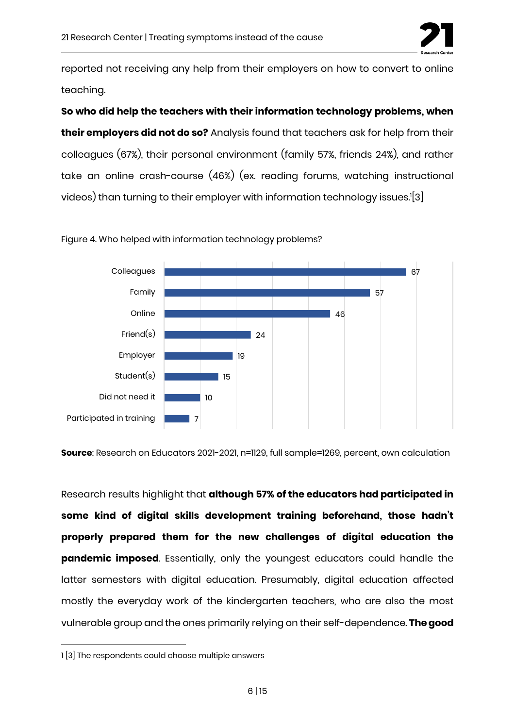reported not receiving any help from their employers on how to convert to online teaching.

**So who did help the teachers with their information technology problems, when their employers did not do so?** Analysis found that teachers ask for help from their colleagues (67%), their personal environment (family 57%, friends 24%), and rather take an online crash-course (46%) (ex. reading forums, watching instructional videos) than turning to their employer with information technology issues.[1][3]

Figure 4. Who helped with information technology problems?

| Category | Percent |
|---|---|
| Colleagues | 67 |
| Family | 57 |
| Online | 46 |
| Friend(s) | 24 |
| Employer | 19 |
| Student(s) | 15 |
| Did not need it | 10 |
| Participated in training | 7 |

**Source**: Research on Educators 2021-2021, n=1129, full sample=1269, percent, own calculation

Research results highlight that **although 57% of the educators had participated in some kind of digital skills development training beforehand, those hadn't properly prepared them for the new challenges of digital education the pandemic imposed**. Essentially, only the youngest educators could handle the latter semesters with digital education. Presumably, digital education affected mostly the everyday work of the kindergarten teachers, who are also the most vulnerable group and the ones primarily relying on their self-dependence. **The good**

1 [3] The respondents could choose multiple answers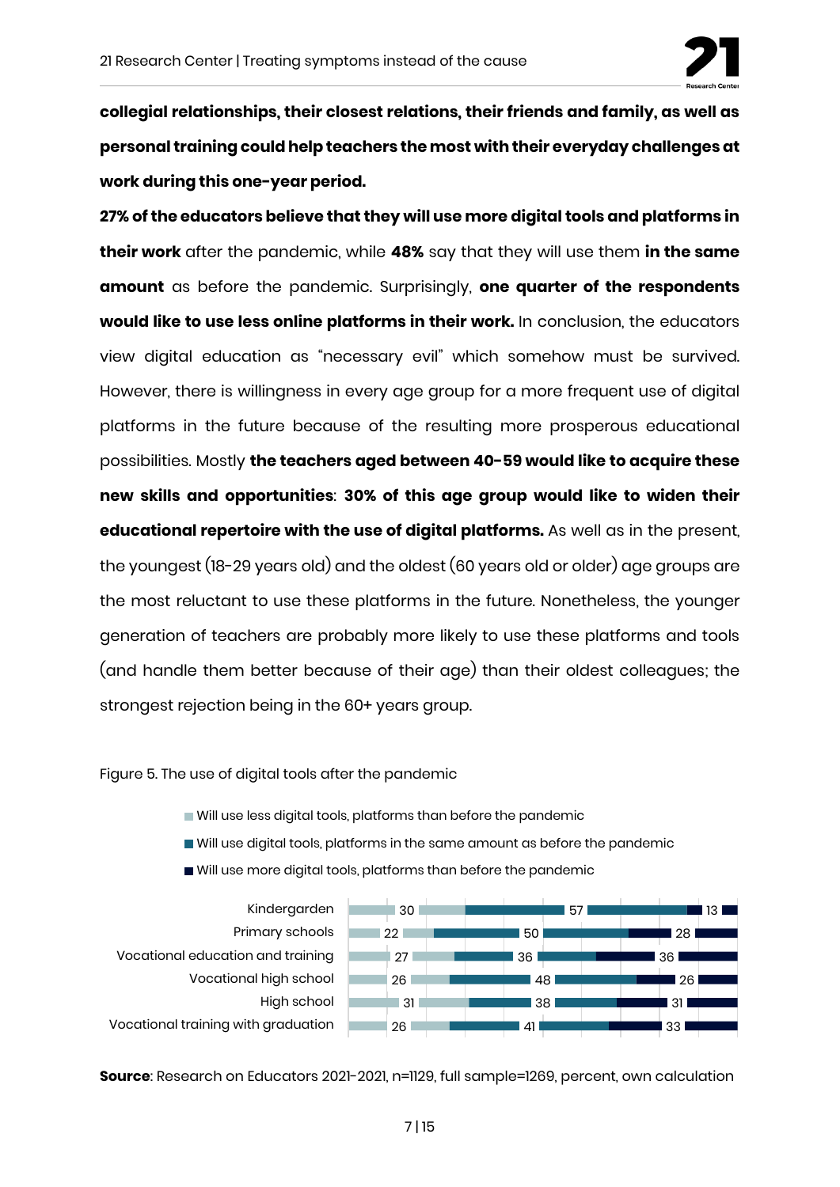**collegial relationships, their closest relations, their friends and family, as well as personal training could help teachers the most with their everyday challenges at work during this one-year period.**

**27% of the educators believe that they will use more digital tools and platforms in their work** after the pandemic, while **48%** say that they will use them **in the same amount** as before the pandemic. Surprisingly, **one quarter of the respondents would like to use less online platforms in their work.** In conclusion, the educators view digital education as "necessary evil" which somehow must be survived. However, there is willingness in every age group for a more frequent use of digital platforms in the future because of the resulting more prosperous educational possibilities. Mostly **the teachers aged between 40-59 would like to acquire these new skills and opportunities**: **30% of this age group would like to widen their educational repertoire with the use of digital platforms.** As well as in the present, the youngest (18-29 years old) and the oldest (60 years old or older) age groups are the most reluctant to use these platforms in the future. Nonetheless, the younger generation of teachers are probably more likely to use these platforms and tools (and handle them better because of their age) than their oldest colleagues; the strongest rejection being in the 60+ years group.

Figure 5. The use of digital tools after the pandemic

| | Will use less digital tools, platforms than before the pandemic | Will use digital tools, platforms in the same amount as before the pandemic | Will use more digital tools, platforms than before the pandemic |
|---|---|---|---|
| Kindergarden | 30 | 57 | 13 |
| Primary schools | 22 | 50 | 28 |
| Vocational education and training | 27 | 36 | 36 |
| Vocational high school | 26 | 48 | 26 |
| High school | 31 | 38 | 31 |
| Vocational training with graduation | 26 | 41 | 33 |

**Source**: Research on Educators 2021-2021, n=1129, full sample=1269, percent, own calculation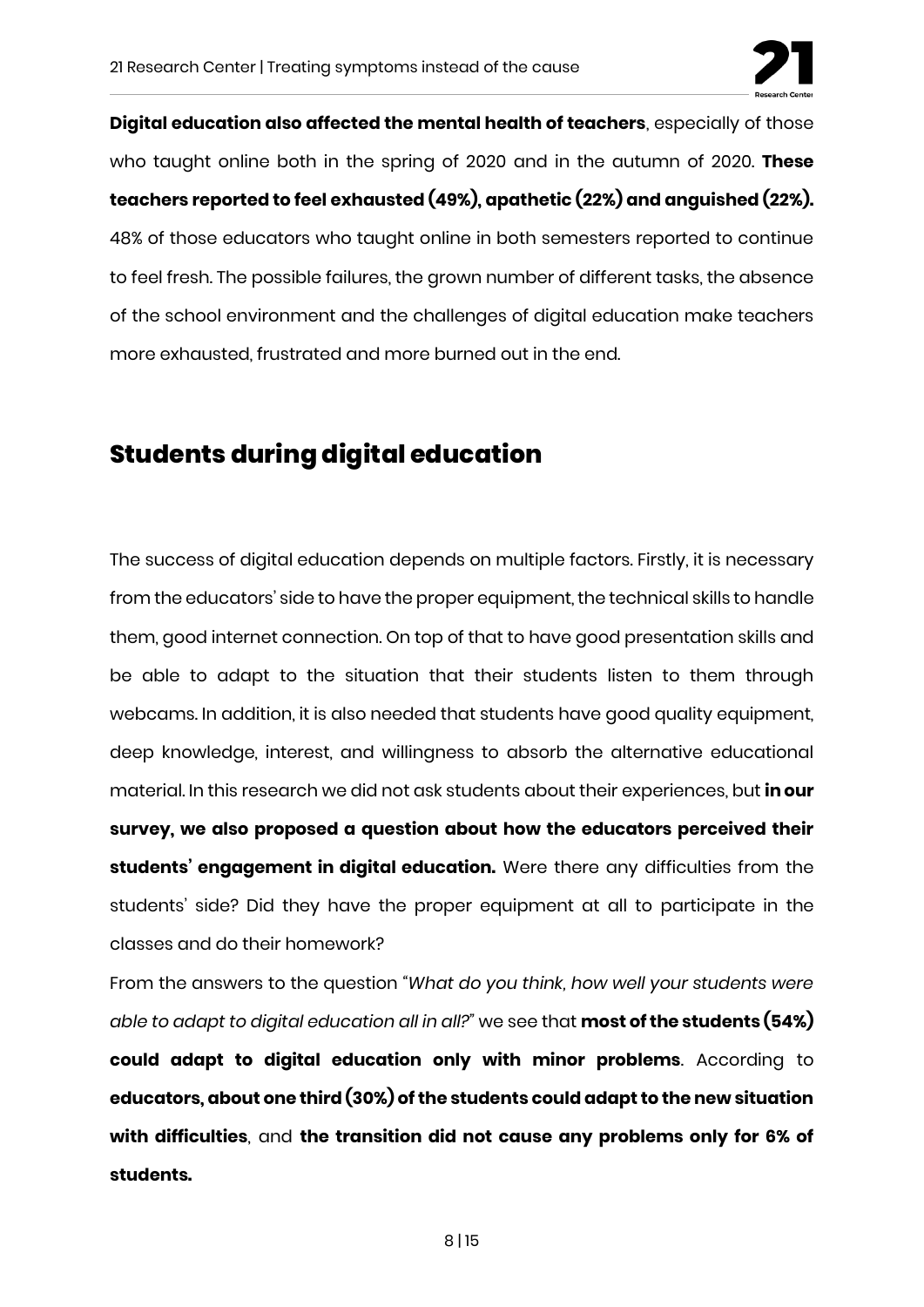**Digital education also affected the mental health of teachers**, especially of those who taught online both in the spring of 2020 and in the autumn of 2020. **These teachers reported to feel exhausted (49%), apathetic (22%) and anguished (22%).** 48% of those educators who taught online in both semesters reported to continue to feel fresh. The possible failures, the grown number of different tasks, the absence of the school environment and the challenges of digital education make teachers more exhausted, frustrated and more burned out in the end.

## Students during digital education

The success of digital education depends on multiple factors. Firstly, it is necessary from the educators' side to have the proper equipment, the technical skills to handle them, good internet connection. On top of that to have good presentation skills and be able to adapt to the situation that their students listen to them through webcams. In addition, it is also needed that students have good quality equipment, deep knowledge, interest, and willingness to absorb the alternative educational material. In this research we did not ask students about their experiences, but **in our survey, we also proposed a question about how the educators perceived their students' engagement in digital education.** Were there any difficulties from the students' side? Did they have the proper equipment at all to participate in the classes and do their homework?

From the answers to the question "*What do you think, how well your students were able to adapt to digital education all in all?*" we see that **most of the students (54%) could adapt to digital education only with minor problems**. According to **educators, about one third (30%) of the students could adapt to the new situation with difficulties**, and **the transition did not cause any problems only for 6% of students.**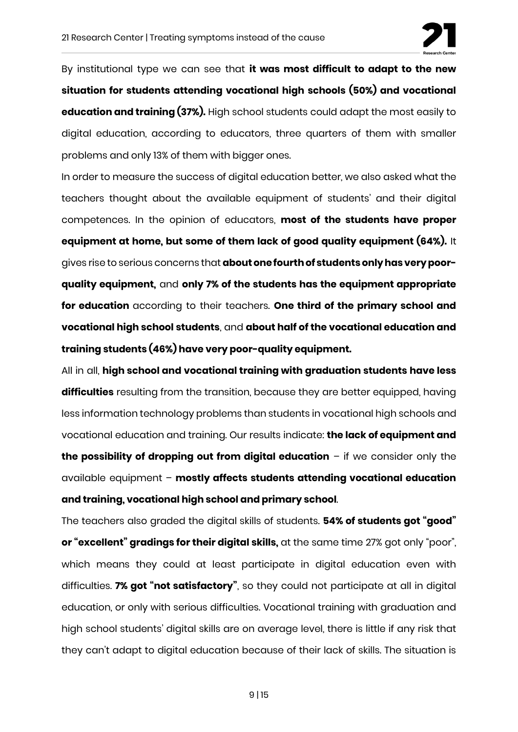By institutional type we can see that **it was most difficult to adapt to the new situation for students attending vocational high schools (50%) and vocational education and training (37%).** High school students could adapt the most easily to digital education, according to educators, three quarters of them with smaller problems and only 13% of them with bigger ones.

In order to measure the success of digital education better, we also asked what the teachers thought about the available equipment of students' and their digital competences. In the opinion of educators, **most of the students have proper equipment at home, but some of them lack of good quality equipment (64%).** It gives rise to serious concerns that **about one fourth of students only has very poor-quality equipment,** and **only 7% of the students has the equipment appropriate for education** according to their teachers. **One third of the primary school and vocational high school students**, and **about half of the vocational education and training students (46%) have very poor-quality equipment.**

All in all, **high school and vocational training with graduation students have less difficulties** resulting from the transition, because they are better equipped, having less information technology problems than students in vocational high schools and vocational education and training. Our results indicate: **the lack of equipment and the possibility of dropping out from digital education** – if we consider only the available equipment – **mostly affects students attending vocational education and training, vocational high school and primary school**.

The teachers also graded the digital skills of students. **54% of students got "good" or "excellent" gradings for their digital skills,** at the same time 27% got only "poor", which means they could at least participate in digital education even with difficulties. **7% got "not satisfactory"**, so they could not participate at all in digital education, or only with serious difficulties. Vocational training with graduation and high school students' digital skills are on average level, there is little if any risk that they can't adapt to digital education because of their lack of skills. The situation is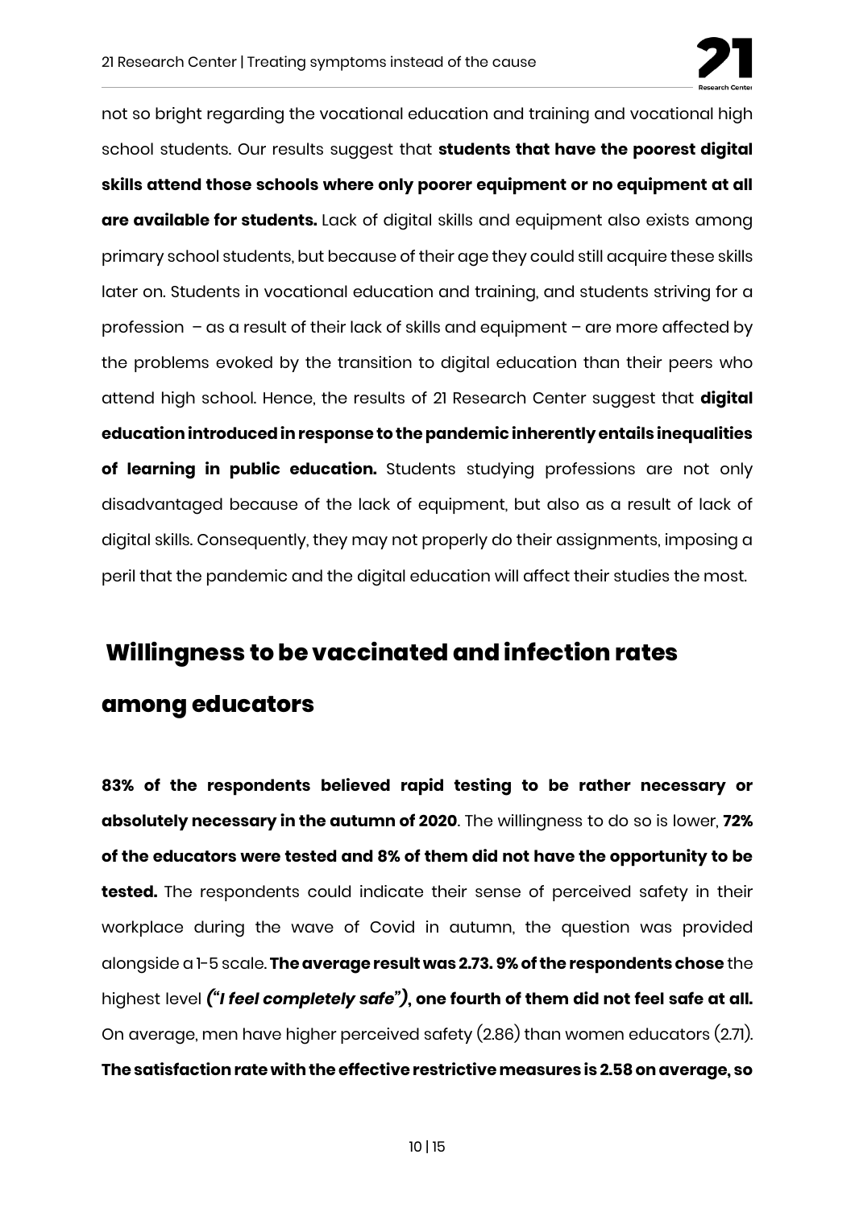not so bright regarding the vocational education and training and vocational high school students. Our results suggest that **students that have the poorest digital skills attend those schools where only poorer equipment or no equipment at all are available for students.** Lack of digital skills and equipment also exists among primary school students, but because of their age they could still acquire these skills later on. Students in vocational education and training, and students striving for a profession – as a result of their lack of skills and equipment – are more affected by the problems evoked by the transition to digital education than their peers who attend high school. Hence, the results of 21 Research Center suggest that **digital education introduced in response to the pandemic inherently entails inequalities of learning in public education.** Students studying professions are not only disadvantaged because of the lack of equipment, but also as a result of lack of digital skills. Consequently, they may not properly do their assignments, imposing a peril that the pandemic and the digital education will affect their studies the most.

## Willingness to be vaccinated and infection rates among educators

**83% of the respondents believed rapid testing to be rather necessary or absolutely necessary in the autumn of 2020**. The willingness to do so is lower, **72% of the educators were tested and 8% of them did not have the opportunity to be tested.** The respondents could indicate their sense of perceived safety in their workplace during the wave of Covid in autumn, the question was provided alongside a 1-5 scale. **The average result was 2.73. 9% of the respondents chose** the highest level ***("I feel completely safe")*, one fourth of them did not feel safe at all.** On average, men have higher perceived safety (2.86) than women educators (2.71). **The satisfaction rate with the effective restrictive measures is 2.58 on average, so**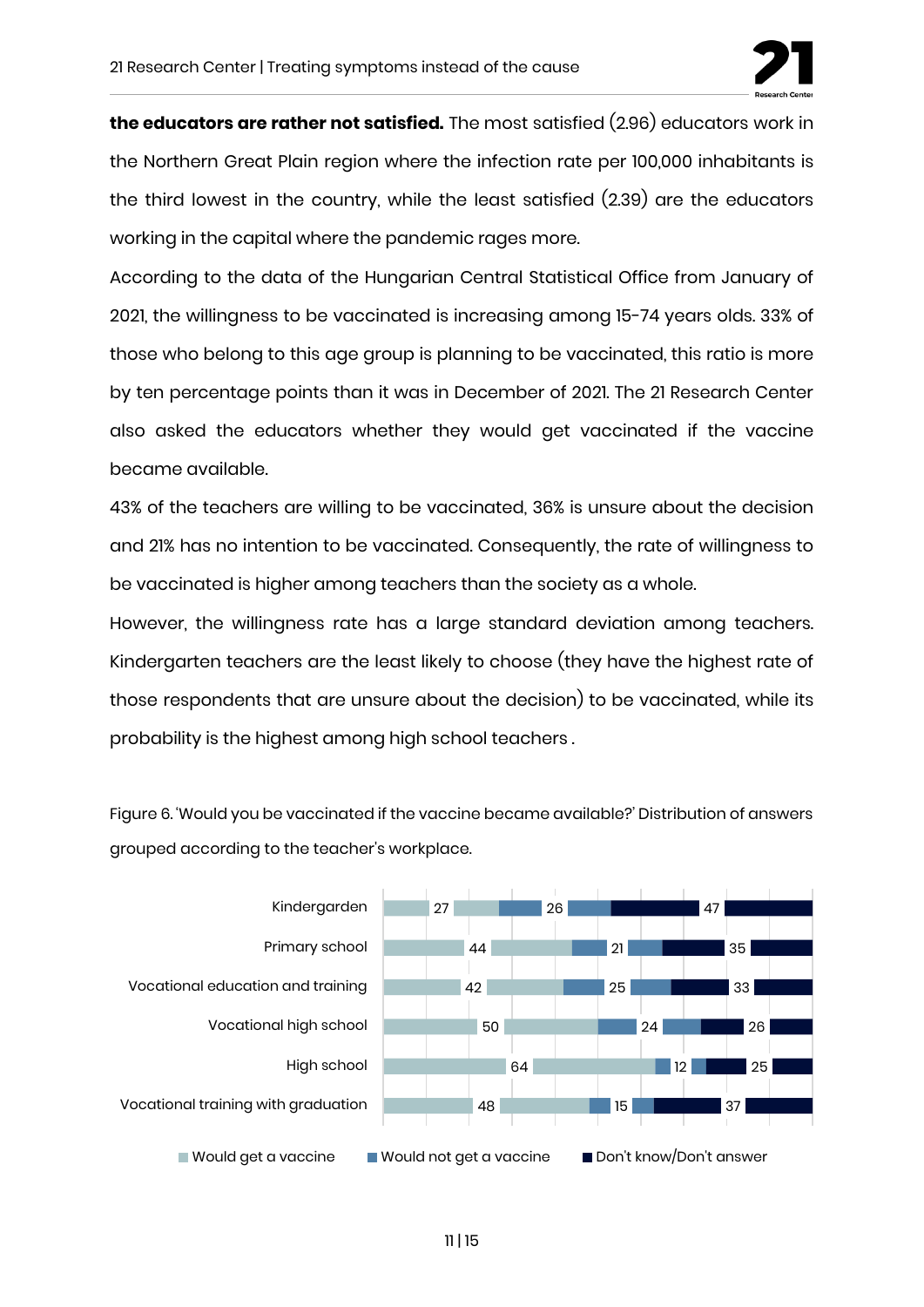**the educators are rather not satisfied.** The most satisfied (2.96) educators work in the Northern Great Plain region where the infection rate per 100,000 inhabitants is the third lowest in the country, while the least satisfied (2.39) are the educators working in the capital where the pandemic rages more.

According to the data of the Hungarian Central Statistical Office from January of 2021, the willingness to be vaccinated is increasing among 15-74 years olds. 33% of those who belong to this age group is planning to be vaccinated, this ratio is more by ten percentage points than it was in December of 2021. The 21 Research Center also asked the educators whether they would get vaccinated if the vaccine became available.

43% of the teachers are willing to be vaccinated, 36% is unsure about the decision and 21% has no intention to be vaccinated. Consequently, the rate of willingness to be vaccinated is higher among teachers than the society as a whole.

However, the willingness rate has a large standard deviation among teachers. Kindergarten teachers are the least likely to choose (they have the highest rate of those respondents that are unsure about the decision) to be vaccinated, while its probability is the highest among high school teachers .

Figure 6. 'Would you be vaccinated if the vaccine became available?' Distribution of answers grouped according to the teacher's workplace.

| | Would get a vaccine | Would not get a vaccine | Don't know/Don't answer |
|---|---|---|---|
| Kindergarden | 27 | 26 | 47 |
| Primary school | 44 | 21 | 35 |
| Vocational education and training | 42 | 25 | 33 |
| Vocational high school | 50 | 24 | 26 |
| High school | 64 | 12 | 25 |
| Vocational training with graduation | 48 | 15 | 37 |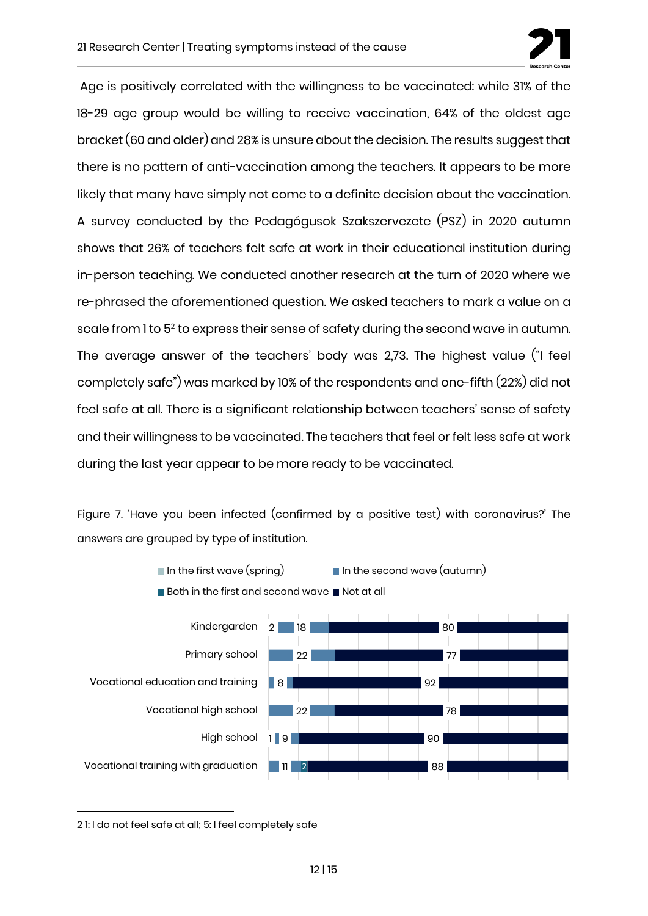Age is positively correlated with the willingness to be vaccinated: while 31% of the 18-29 age group would be willing to receive vaccination, 64% of the oldest age bracket (60 and older) and 28% is unsure about the decision. The results suggest that there is no pattern of anti-vaccination among the teachers. It appears to be more likely that many have simply not come to a definite decision about the vaccination. A survey conducted by the Pedagógusok Szakszervezete (PSZ) in 2020 autumn shows that 26% of teachers felt safe at work in their educational institution during in-person teaching. We conducted another research at the turn of 2020 where we re-phrased the aforementioned question. We asked teachers to mark a value on a scale from 1 to 5[2] to express their sense of safety during the second wave in autumn. The average answer of the teachers' body was 2,73. The highest value ("I feel completely safe") was marked by 10% of the respondents and one-fifth (22%) did not feel safe at all. There is a significant relationship between teachers' sense of safety and their willingness to be vaccinated. The teachers that feel or felt less safe at work during the last year appear to be more ready to be vaccinated.

Figure 7. 'Have you been infected (confirmed by a positive test) with coronavirus?' The answers are grouped by type of institution.

| | In the first wave (spring) | In the second wave (autumn) | Both in the first and second wave | Not at all |
|---|---|---|---|---|
| Kindergarden | 2 | 18 | | 80 |
| Primary school | | 22 | | 77 |
| Vocational education and training | | 8 | | 92 |
| Vocational high school | | 22 | | 78 |
| High school | 1 | 9 | | 90 |
| Vocational training with graduation | | 11 | 2 | 88 |

[2] 1: I do not feel safe at all; 5: I feel completely safe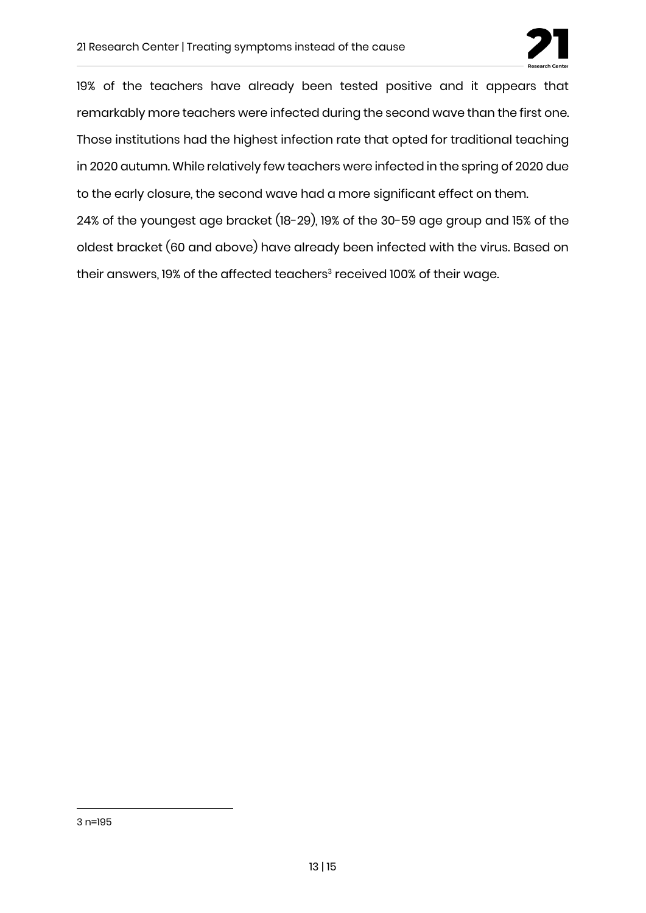19% of the teachers have already been tested positive and it appears that remarkably more teachers were infected during the second wave than the first one. Those institutions had the highest infection rate that opted for traditional teaching in 2020 autumn. While relatively few teachers were infected in the spring of 2020 due to the early closure, the second wave had a more significant effect on them.

24% of the youngest age bracket (18-29), 19% of the 30-59 age group and 15% of the oldest bracket (60 and above) have already been infected with the virus. Based on their answers, 19% of the affected teachers[3] received 100% of their wage.

3 n=195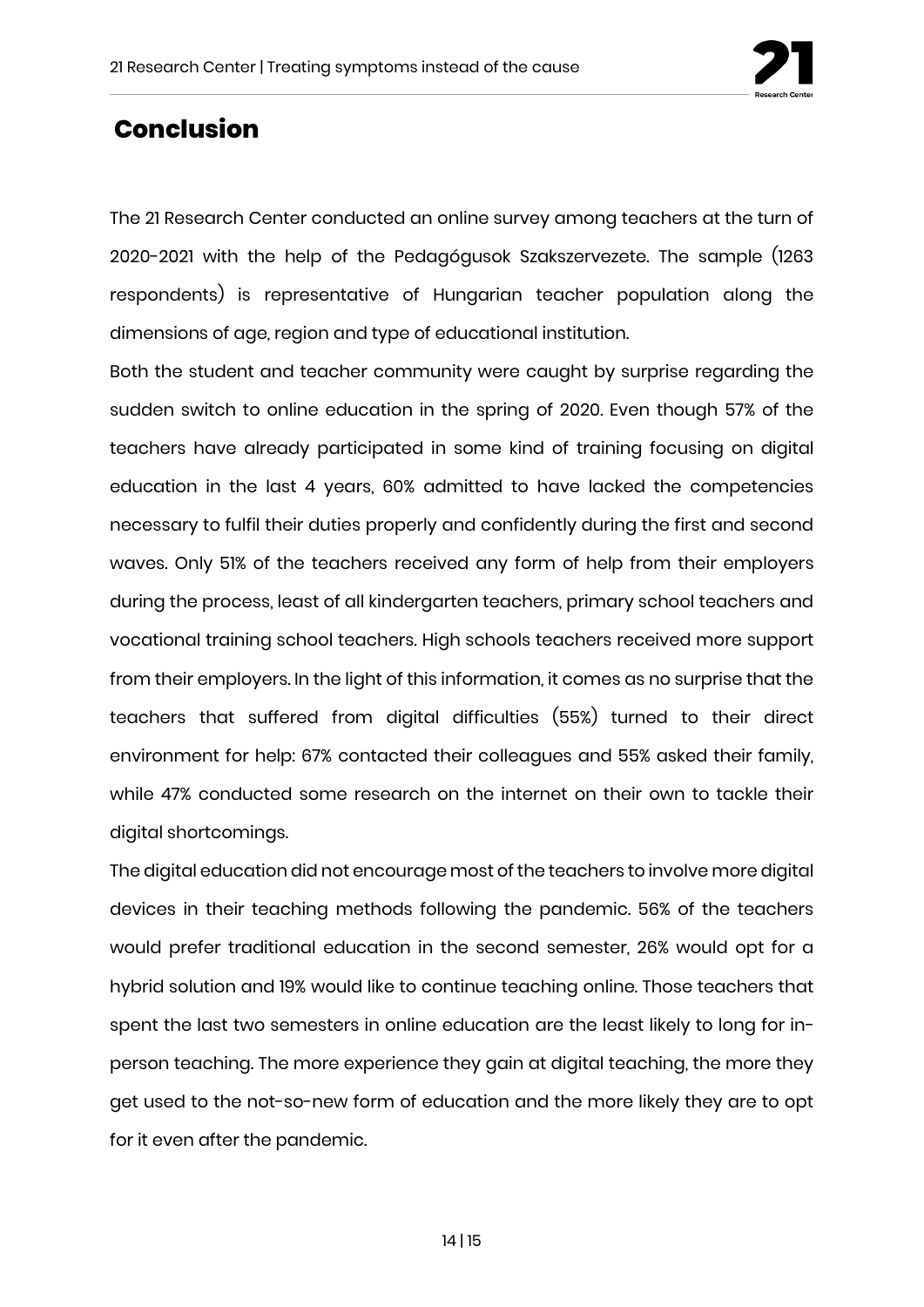## Conclusion

The 21 Research Center conducted an online survey among teachers at the turn of 2020-2021 with the help of the Pedagógusok Szakszervezete. The sample (1263 respondents) is representative of Hungarian teacher population along the dimensions of age, region and type of educational institution.

Both the student and teacher community were caught by surprise regarding the sudden switch to online education in the spring of 2020. Even though 57% of the teachers have already participated in some kind of training focusing on digital education in the last 4 years, 60% admitted to have lacked the competencies necessary to fulfil their duties properly and confidently during the first and second waves. Only 51% of the teachers received any form of help from their employers during the process, least of all kindergarten teachers, primary school teachers and vocational training school teachers. High schools teachers received more support from their employers. In the light of this information, it comes as no surprise that the teachers that suffered from digital difficulties (55%) turned to their direct environment for help: 67% contacted their colleagues and 55% asked their family, while 47% conducted some research on the internet on their own to tackle their digital shortcomings.

The digital education did not encourage most of the teachers to involve more digital devices in their teaching methods following the pandemic. 56% of the teachers would prefer traditional education in the second semester, 26% would opt for a hybrid solution and 19% would like to continue teaching online. Those teachers that spent the last two semesters in online education are the least likely to long for in-person teaching. The more experience they gain at digital teaching, the more they get used to the not-so-new form of education and the more likely they are to opt for it even after the pandemic.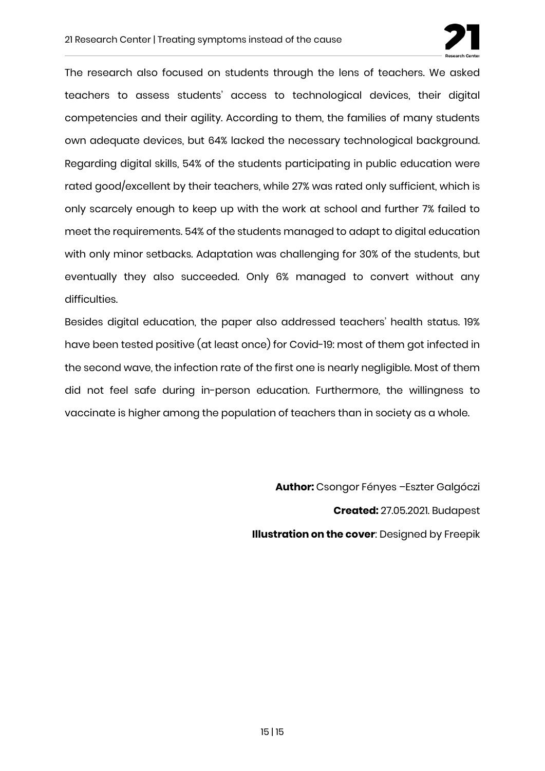The research also focused on students through the lens of teachers. We asked teachers to assess students' access to technological devices, their digital competencies and their agility. According to them, the families of many students own adequate devices, but 64% lacked the necessary technological background. Regarding digital skills, 54% of the students participating in public education were rated good/excellent by their teachers, while 27% was rated only sufficient, which is only scarcely enough to keep up with the work at school and further 7% failed to meet the requirements. 54% of the students managed to adapt to digital education with only minor setbacks. Adaptation was challenging for 30% of the students, but eventually they also succeeded. Only 6% managed to convert without any difficulties.

Besides digital education, the paper also addressed teachers' health status. 19% have been tested positive (at least once) for Covid-19: most of them got infected in the second wave, the infection rate of the first one is nearly negligible. Most of them did not feel safe during in-person education. Furthermore, the willingness to vaccinate is higher among the population of teachers than in society as a whole.

**Author:** Csongor Fényes –Eszter Galgóczi

**Created:** 27.05.2021. Budapest

**Illustration on the cover**: Designed by Freepik